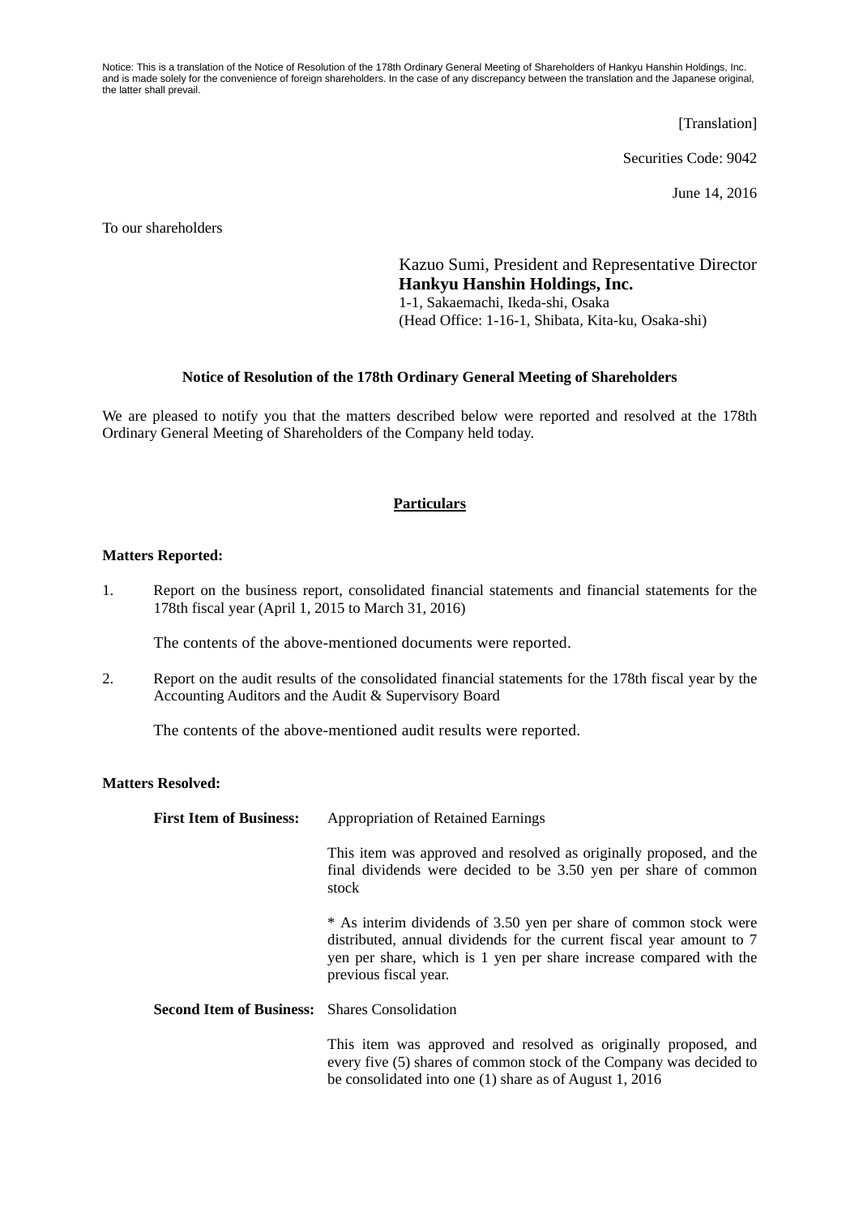Notice: This is a translation of the Notice of Resolution of the 178th Ordinary General Meeting of Shareholders of Hankyu Hanshin Holdings, Inc. and is made solely for the convenience of foreign shareholders. In the case of any discrepancy between the translation and the Japanese original, the latter shall prevail.

[Translation]

Securities Code: 9042

June 14, 2016

To our shareholders

Kazuo Sumi, President and Representative Director
**Hankyu Hanshin Holdings, Inc.**
1-1, Sakaemachi, Ikeda-shi, Osaka
(Head Office: 1-16-1, Shibata, Kita-ku, Osaka-shi)

**Notice of Resolution of the 178th Ordinary General Meeting of Shareholders**

We are pleased to notify you that the matters described below were reported and resolved at the 178th Ordinary General Meeting of Shareholders of the Company held today.

**Particulars**

**Matters Reported:**

1. Report on the business report, consolidated financial statements and financial statements for the 178th fiscal year (April 1, 2015 to March 31, 2016)

   The contents of the above-mentioned documents were reported.

2. Report on the audit results of the consolidated financial statements for the 178th fiscal year by the Accounting Auditors and the Audit & Supervisory Board

   The contents of the above-mentioned audit results were reported.

**Matters Resolved:**

**First Item of Business:** Appropriation of Retained Earnings

This item was approved and resolved as originally proposed, and the final dividends were decided to be 3.50 yen per share of common stock

* As interim dividends of 3.50 yen per share of common stock were distributed, annual dividends for the current fiscal year amount to 7 yen per share, which is 1 yen per share increase compared with the previous fiscal year.

**Second Item of Business:** Shares Consolidation

This item was approved and resolved as originally proposed, and every five (5) shares of common stock of the Company was decided to be consolidated into one (1) share as of August 1, 2016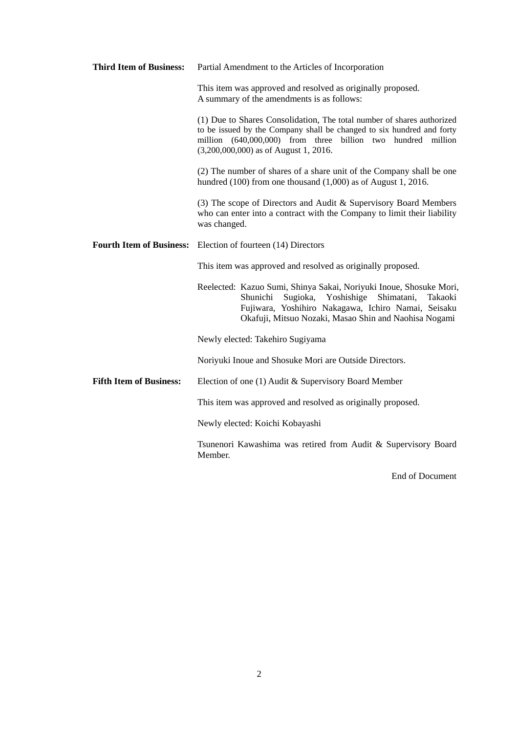**Third Item of Business:** Partial Amendment to the Articles of Incorporation

This item was approved and resolved as originally proposed.
A summary of the amendments is as follows:

(1) Due to Shares Consolidation, The total number of shares authorized to be issued by the Company shall be changed to six hundred and forty million (640,000,000) from three billion two hundred million (3,200,000,000) as of August 1, 2016.

(2) The number of shares of a share unit of the Company shall be one hundred (100) from one thousand (1,000) as of August 1, 2016.

(3) The scope of Directors and Audit & Supervisory Board Members who can enter into a contract with the Company to limit their liability was changed.

**Fourth Item of Business:** Election of fourteen (14) Directors

This item was approved and resolved as originally proposed.

Reelected: Kazuo Sumi, Shinya Sakai, Noriyuki Inoue, Shosuke Mori, Shunichi Sugioka, Yoshishige Shimatani, Takaoki Fujiwara, Yoshihiro Nakagawa, Ichiro Namai, Seisaku Okafuji, Mitsuo Nozaki, Masao Shin and Naohisa Nogami

Newly elected: Takehiro Sugiyama

Noriyuki Inoue and Shosuke Mori are Outside Directors.

**Fifth Item of Business:** Election of one (1) Audit & Supervisory Board Member

This item was approved and resolved as originally proposed.

Newly elected: Koichi Kobayashi

Tsunenori Kawashima was retired from Audit & Supervisory Board Member.

End of Document